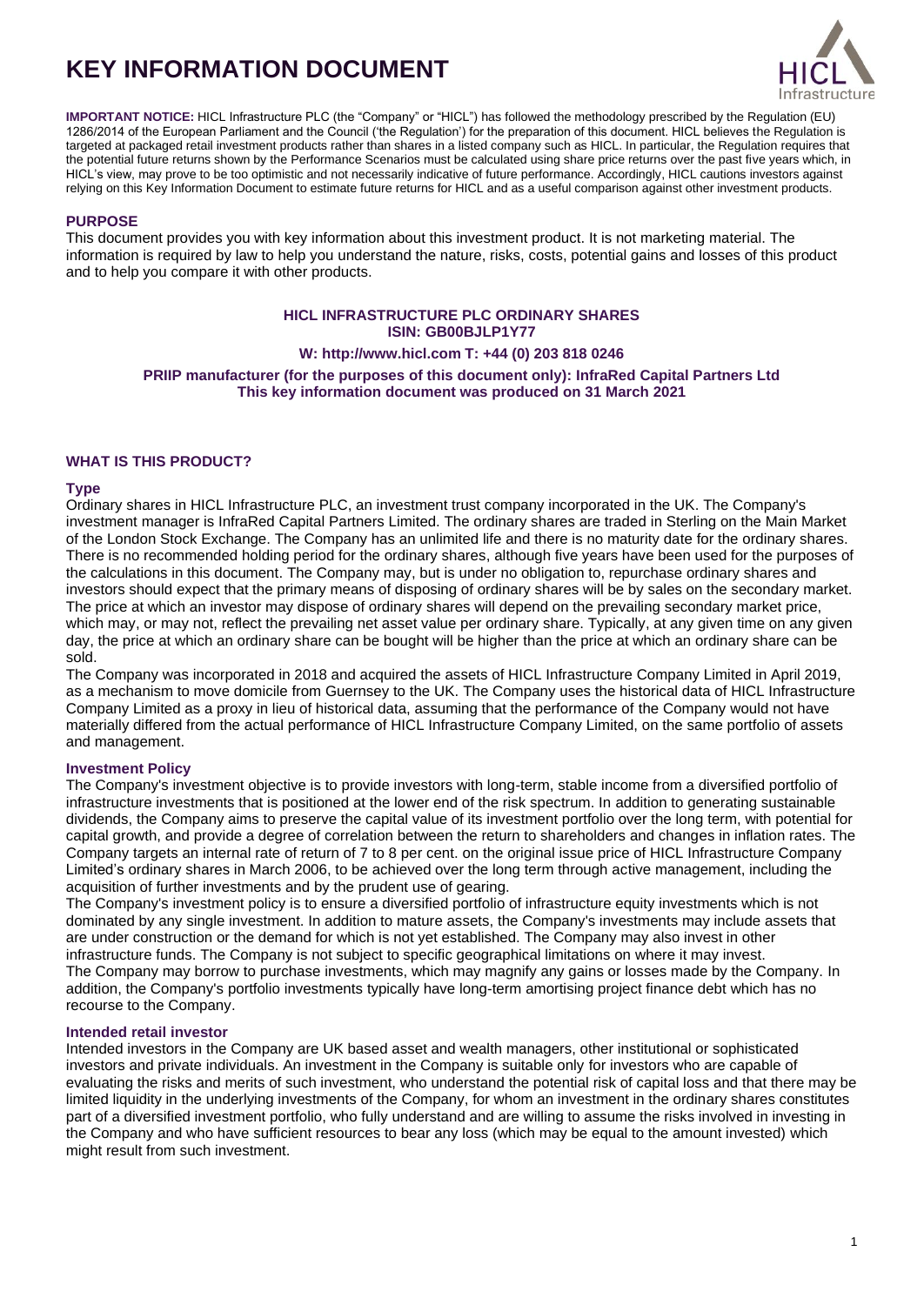# KEY INFORMATION DOCUMENT

**IMPORTANT NOTICE:** HICL Infrastructure PLC (the "Company" or "HICL") has followed the methodology prescribed by the Regulation (EU) 1286/2014 of the European Parliament and the Council ('the Regulation') for the preparation of this document. HICL believes the Regulation is targeted at packaged retail investment products rather than shares in a listed company such as HICL. In particular, the Regulation requires that the potential future returns shown by the Performance Scenarios must be calculated using share price returns over the past five years which, in HICL's view, may prove to be too optimistic and not necessarily indicative of future performance. Accordingly, HICL cautions investors against relying on this Key Information Document to estimate future returns for HICL and as a useful comparison against other investment products.

## PURPOSE

This document provides you with key information about this investment product. It is not marketing material. The information is required by law to help you understand the nature, risks, costs, potential gains and losses of this product and to help you compare it with other products.

**HICL INFRASTRUCTURE PLC ORDINARY SHARES**
**ISIN: GB00BJLP1Y77**

**W: http://www.hicl.com T: +44 (0) 203 818 0246**

**PRIIP manufacturer (for the purposes of this document only): InfraRed Capital Partners Ltd**
**This key information document was produced on 31 March 2021**

## WHAT IS THIS PRODUCT?

### Type

Ordinary shares in HICL Infrastructure PLC, an investment trust company incorporated in the UK. The Company's investment manager is InfraRed Capital Partners Limited. The ordinary shares are traded in Sterling on the Main Market of the London Stock Exchange. The Company has an unlimited life and there is no maturity date for the ordinary shares. There is no recommended holding period for the ordinary shares, although five years have been used for the purposes of the calculations in this document. The Company may, but is under no obligation to, repurchase ordinary shares and investors should expect that the primary means of disposing of ordinary shares will be by sales on the secondary market. The price at which an investor may dispose of ordinary shares will depend on the prevailing secondary market price, which may, or may not, reflect the prevailing net asset value per ordinary share. Typically, at any given time on any given day, the price at which an ordinary share can be bought will be higher than the price at which an ordinary share can be sold.

The Company was incorporated in 2018 and acquired the assets of HICL Infrastructure Company Limited in April 2019, as a mechanism to move domicile from Guernsey to the UK. The Company uses the historical data of HICL Infrastructure Company Limited as a proxy in lieu of historical data, assuming that the performance of the Company would not have materially differed from the actual performance of HICL Infrastructure Company Limited, on the same portfolio of assets and management.

### Investment Policy

The Company's investment objective is to provide investors with long-term, stable income from a diversified portfolio of infrastructure investments that is positioned at the lower end of the risk spectrum. In addition to generating sustainable dividends, the Company aims to preserve the capital value of its investment portfolio over the long term, with potential for capital growth, and provide a degree of correlation between the return to shareholders and changes in inflation rates. The Company targets an internal rate of return of 7 to 8 per cent. on the original issue price of HICL Infrastructure Company Limited's ordinary shares in March 2006, to be achieved over the long term through active management, including the acquisition of further investments and by the prudent use of gearing.

The Company's investment policy is to ensure a diversified portfolio of infrastructure equity investments which is not dominated by any single investment. In addition to mature assets, the Company's investments may include assets that are under construction or the demand for which is not yet established. The Company may also invest in other infrastructure funds. The Company is not subject to specific geographical limitations on where it may invest.

The Company may borrow to purchase investments, which may magnify any gains or losses made by the Company. In addition, the Company's portfolio investments typically have long-term amortising project finance debt which has no recourse to the Company.

### Intended retail investor

Intended investors in the Company are UK based asset and wealth managers, other institutional or sophisticated investors and private individuals. An investment in the Company is suitable only for investors who are capable of evaluating the risks and merits of such investment, who understand the potential risk of capital loss and that there may be limited liquidity in the underlying investments of the Company, for whom an investment in the ordinary shares constitutes part of a diversified investment portfolio, who fully understand and are willing to assume the risks involved in investing in the Company and who have sufficient resources to bear any loss (which may be equal to the amount invested) which might result from such investment.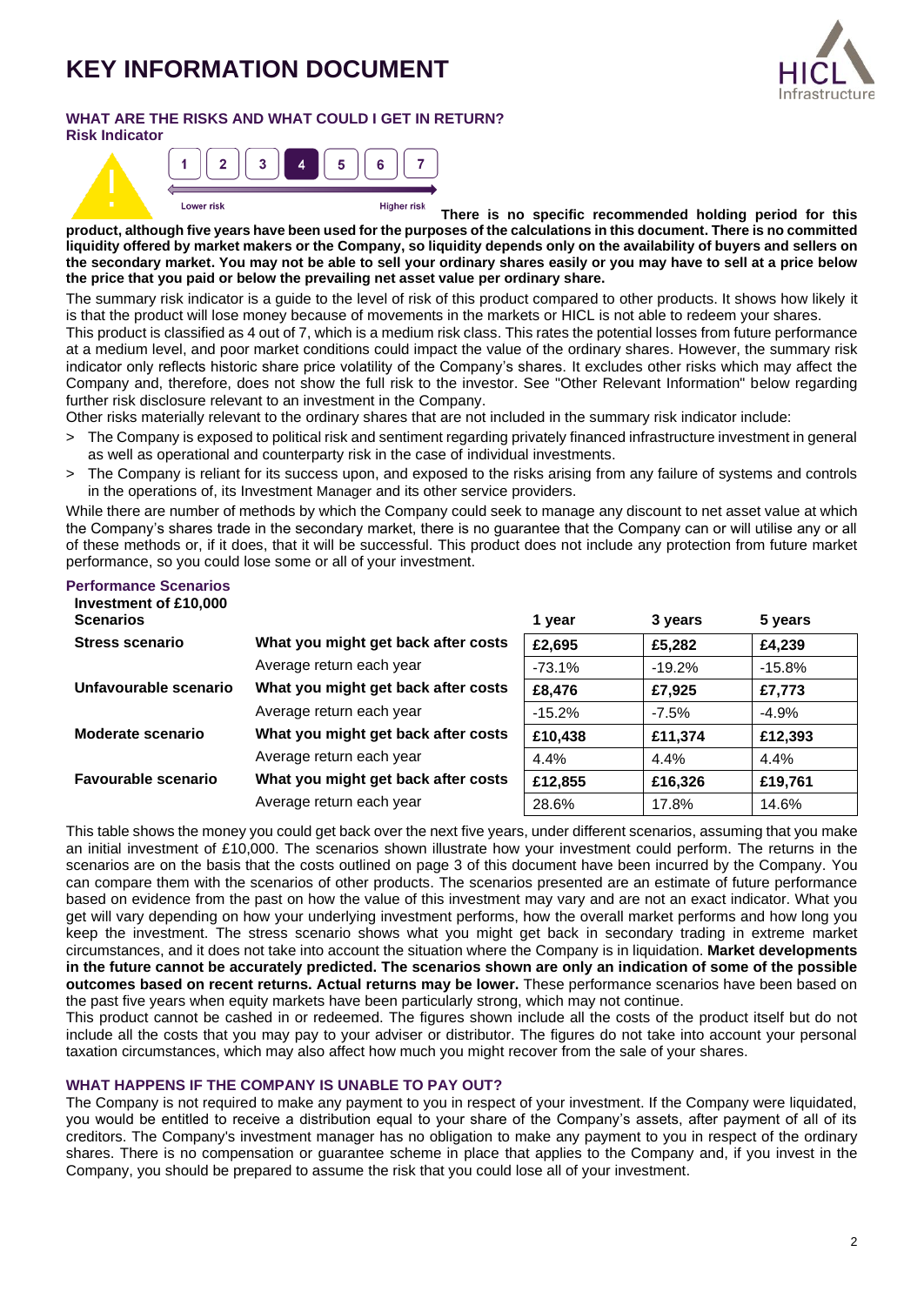# KEY INFORMATION DOCUMENT

### WHAT ARE THE RISKS AND WHAT COULD I GET IN RETURN?

**Risk Indicator**

| 1 | 2 | 3 | **4** | 5 | 6 | 7 |
|---|---|---|---|---|---|---|

Lower risk — Higher risk

**There is no specific recommended holding period for this product, although five years have been used for the purposes of the calculations in this document. There is no committed liquidity offered by market makers or the Company, so liquidity depends only on the availability of buyers and sellers on the secondary market. You may not be able to sell your ordinary shares easily or you may have to sell at a price below the price that you paid or below the prevailing net asset value per ordinary share.**

The summary risk indicator is a guide to the level of risk of this product compared to other products. It shows how likely it is that the product will lose money because of movements in the markets or HICL is not able to redeem your shares.

This product is classified as 4 out of 7, which is a medium risk class. This rates the potential losses from future performance at a medium level, and poor market conditions could impact the value of the ordinary shares. However, the summary risk indicator only reflects historic share price volatility of the Company's shares. It excludes other risks which may affect the Company and, therefore, does not show the full risk to the investor. See "Other Relevant Information" below regarding further risk disclosure relevant to an investment in the Company.

Other risks materially relevant to the ordinary shares that are not included in the summary risk indicator include:

> The Company is exposed to political risk and sentiment regarding privately financed infrastructure investment in general as well as operational and counterparty risk in the case of individual investments.

> The Company is reliant for its success upon, and exposed to the risks arising from any failure of systems and controls in the operations of, its Investment Manager and its other service providers.

While there are number of methods by which the Company could seek to manage any discount to net asset value at which the Company's shares trade in the secondary market, there is no guarantee that the Company can or will utilise any or all of these methods or, if it does, that it will be successful. This product does not include any protection from future market performance, so you could lose some or all of your investment.

**Performance Scenarios**

| Investment of £10,000<br>Scenarios | | 1 year | 3 years | 5 years |
|---|---|---|---|---|
| **Stress scenario** | **What you might get back after costs** | **£2,695** | **£5,282** | **£4,239** |
| | Average return each year | -73.1% | -19.2% | -15.8% |
| **Unfavourable scenario** | **What you might get back after costs** | **£8,476** | **£7,925** | **£7,773** |
| | Average return each year | -15.2% | -7.5% | -4.9% |
| **Moderate scenario** | **What you might get back after costs** | **£10,438** | **£11,374** | **£12,393** |
| | Average return each year | 4.4% | 4.4% | 4.4% |
| **Favourable scenario** | **What you might get back after costs** | **£12,855** | **£16,326** | **£19,761** |
| | Average return each year | 28.6% | 17.8% | 14.6% |

This table shows the money you could get back over the next five years, under different scenarios, assuming that you make an initial investment of £10,000. The scenarios shown illustrate how your investment could perform. The returns in the scenarios are on the basis that the costs outlined on page 3 of this document have been incurred by the Company. You can compare them with the scenarios of other products. The scenarios presented are an estimate of future performance based on evidence from the past on how the value of this investment may vary and are not an exact indicator. What you get will vary depending on how your underlying investment performs, how the overall market performs and how long you keep the investment. The stress scenario shows what you might get back in secondary trading in extreme market circumstances, and it does not take into account the situation where the Company is in liquidation. **Market developments in the future cannot be accurately predicted. The scenarios shown are only an indication of some of the possible outcomes based on recent returns. Actual returns may be lower.** These performance scenarios have been based on the past five years when equity markets have been particularly strong, which may not continue.

This product cannot be cashed in or redeemed. The figures shown include all the costs of the product itself but do not include all the costs that you may pay to your adviser or distributor. The figures do not take into account your personal taxation circumstances, which may also affect how much you might recover from the sale of your shares.

### WHAT HAPPENS IF THE COMPANY IS UNABLE TO PAY OUT?

The Company is not required to make any payment to you in respect of your investment. If the Company were liquidated, you would be entitled to receive a distribution equal to your share of the Company's assets, after payment of all of its creditors. The Company's investment manager has no obligation to make any payment to you in respect of the ordinary shares. There is no compensation or guarantee scheme in place that applies to the Company and, if you invest in the Company, you should be prepared to assume the risk that you could lose all of your investment.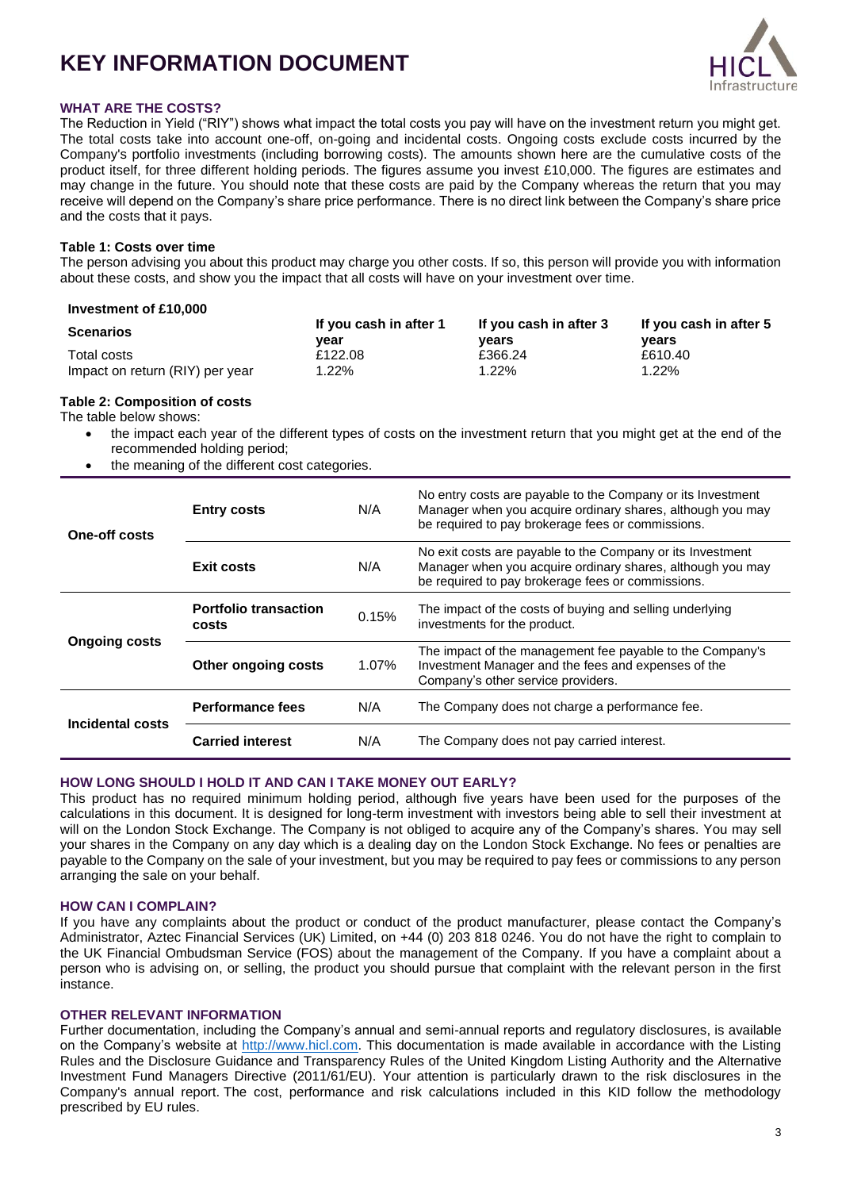# KEY INFORMATION DOCUMENT

## WHAT ARE THE COSTS?

The Reduction in Yield ("RIY") shows what impact the total costs you pay will have on the investment return you might get. The total costs take into account one-off, on-going and incidental costs. Ongoing costs exclude costs incurred by the Company's portfolio investments (including borrowing costs). The amounts shown here are the cumulative costs of the product itself, for three different holding periods. The figures assume you invest £10,000. The figures are estimates and may change in the future. You should note that these costs are paid by the Company whereas the return that you may receive will depend on the Company's share price performance. There is no direct link between the Company's share price and the costs that it pays.

**Table 1: Costs over time**

The person advising you about this product may charge you other costs. If so, this person will provide you with information about these costs, and show you the impact that all costs will have on your investment over time.

**Investment of £10,000**

| Scenarios | If you cash in after 1 year | If you cash in after 3 years | If you cash in after 5 years |
|---|---|---|---|
| Total costs | £122.08 | £366.24 | £610.40 |
| Impact on return (RIY) per year | 1.22% | 1.22% | 1.22% |

**Table 2: Composition of costs**

The table below shows:

- the impact each year of the different types of costs on the investment return that you might get at the end of the recommended holding period;
- the meaning of the different cost categories.

| | | | |
|---|---|---|---|
| **One-off costs** | **Entry costs** | N/A | No entry costs are payable to the Company or its Investment Manager when you acquire ordinary shares, although you may be required to pay brokerage fees or commissions. |
| | **Exit costs** | N/A | No exit costs are payable to the Company or its Investment Manager when you acquire ordinary shares, although you may be required to pay brokerage fees or commissions. |
| **Ongoing costs** | **Portfolio transaction costs** | 0.15% | The impact of the costs of buying and selling underlying investments for the product. |
| | **Other ongoing costs** | 1.07% | The impact of the management fee payable to the Company's Investment Manager and the fees and expenses of the Company's other service providers. |
| **Incidental costs** | **Performance fees** | N/A | The Company does not charge a performance fee. |
| | **Carried interest** | N/A | The Company does not pay carried interest. |

## HOW LONG SHOULD I HOLD IT AND CAN I TAKE MONEY OUT EARLY?

This product has no required minimum holding period, although five years have been used for the purposes of the calculations in this document. It is designed for long-term investment with investors being able to sell their investment at will on the London Stock Exchange. The Company is not obliged to acquire any of the Company's shares. You may sell your shares in the Company on any day which is a dealing day on the London Stock Exchange. No fees or penalties are payable to the Company on the sale of your investment, but you may be required to pay fees or commissions to any person arranging the sale on your behalf.

## HOW CAN I COMPLAIN?

If you have any complaints about the product or conduct of the product manufacturer, please contact the Company's Administrator, Aztec Financial Services (UK) Limited, on +44 (0) 203 818 0246. You do not have the right to complain to the UK Financial Ombudsman Service (FOS) about the management of the Company. If you have a complaint about a person who is advising on, or selling, the product you should pursue that complaint with the relevant person in the first instance.

## OTHER RELEVANT INFORMATION

Further documentation, including the Company's annual and semi-annual reports and regulatory disclosures, is available on the Company's website at http://www.hicl.com. This documentation is made available in accordance with the Listing Rules and the Disclosure Guidance and Transparency Rules of the United Kingdom Listing Authority and the Alternative Investment Fund Managers Directive (2011/61/EU). Your attention is particularly drawn to the risk disclosures in the Company's annual report. The cost, performance and risk calculations included in this KID follow the methodology prescribed by EU rules.